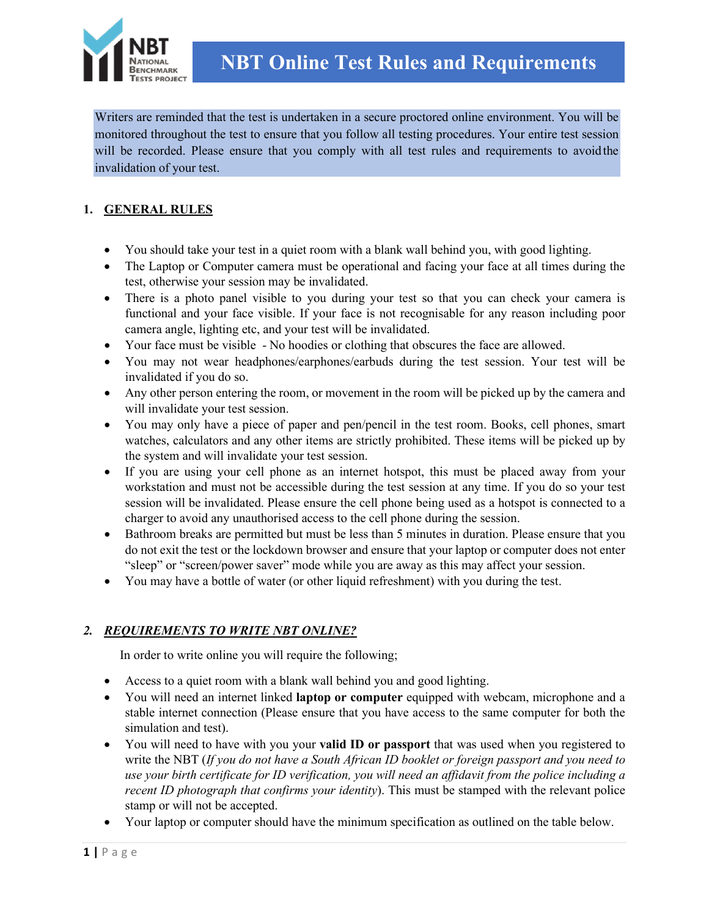# NBT Online Test Rules and Requirements

Writers are reminded that the test is undertaken in a secure proctored online environment. You will be monitored throughout the test to ensure that you follow all testing procedures. Your entire test session will be recorded. Please ensure that you comply with all test rules and requirements to avoid the invalidation of your test.

## 1. GENERAL RULES

- You should take your test in a quiet room with a blank wall behind you, with good lighting.
- The Laptop or Computer camera must be operational and facing your face at all times during the test, otherwise your session may be invalidated.
- There is a photo panel visible to you during your test so that you can check your camera is functional and your face visible. If your face is not recognisable for any reason including poor camera angle, lighting etc, and your test will be invalidated.
- Your face must be visible - No hoodies or clothing that obscures the face are allowed.
- You may not wear headphones/earphones/earbuds during the test session. Your test will be invalidated if you do so.
- Any other person entering the room, or movement in the room will be picked up by the camera and will invalidate your test session.
- You may only have a piece of paper and pen/pencil in the test room. Books, cell phones, smart watches, calculators and any other items are strictly prohibited. These items will be picked up by the system and will invalidate your test session.
- If you are using your cell phone as an internet hotspot, this must be placed away from your workstation and must not be accessible during the test session at any time. If you do so your test session will be invalidated. Please ensure the cell phone being used as a hotspot is connected to a charger to avoid any unauthorised access to the cell phone during the session.
- Bathroom breaks are permitted but must be less than 5 minutes in duration. Please ensure that you do not exit the test or the lockdown browser and ensure that your laptop or computer does not enter "sleep" or "screen/power saver" mode while you are away as this may affect your session.
- You may have a bottle of water (or other liquid refreshment) with you during the test.

## 2. *REQUIREMENTS TO WRITE NBT ONLINE?*

In order to write online you will require the following;

- Access to a quiet room with a blank wall behind you and good lighting.
- You will need an internet linked **laptop or computer** equipped with webcam, microphone and a stable internet connection (Please ensure that you have access to the same computer for both the simulation and test).
- You will need to have with you your **valid ID or passport** that was used when you registered to write the NBT (*If you do not have a South African ID booklet or foreign passport and you need to use your birth certificate for ID verification, you will need an affidavit from the police including a recent ID photograph that confirms your identity*). This must be stamped with the relevant police stamp or will not be accepted.
- Your laptop or computer should have the minimum specification as outlined on the table below.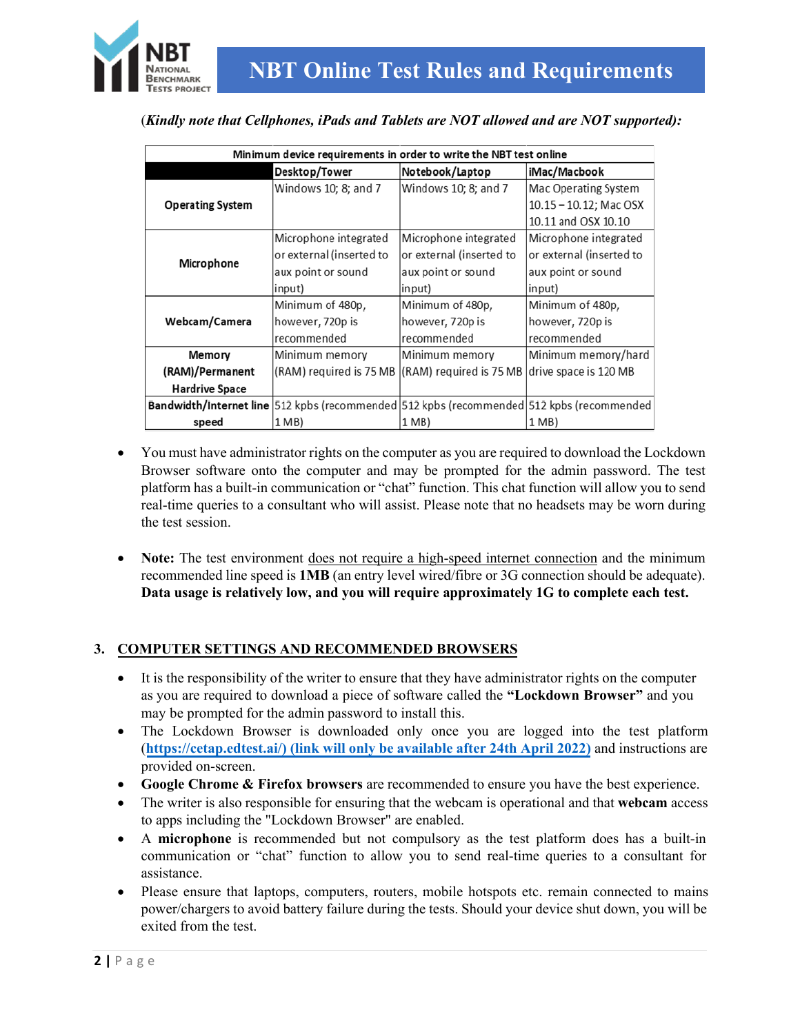(*Kindly note that Cellphones, iPads and Tablets are NOT allowed and are NOT supported):*

| Minimum device requirements in order to write the NBT test online | | | |
|---|---|---|---|
| | **Desktop/Tower** | **Notebook/Laptop** | **iMac/Macbook** |
| **Operating System** | Windows 10; 8; and 7 | Windows 10; 8; and 7 | Mac Operating System 10.15 – 10.12; Mac OSX 10.11 and OSX 10.10 |
| **Microphone** | Microphone integrated or external (inserted to aux point or sound input) | Microphone integrated or external (inserted to aux point or sound input) | Microphone integrated or external (inserted to aux point or sound input) |
| **Webcam/Camera** | Minimum of 480p, however, 720p is recommended | Minimum of 480p, however, 720p is recommended | Minimum of 480p, however, 720p is recommended |
| **Memory (RAM)/Permanent Hardrive Space** | Minimum memory (RAM) required is 75 MB | Minimum memory (RAM) required is 75 MB | Minimum memory/hard drive space is 120 MB |
| **Bandwidth/Internet line speed** | 512 kpbs (recommended 1 MB) | 512 kpbs (recommended 1 MB) | 512 kpbs (recommended 1 MB) |

- You must have administrator rights on the computer as you are required to download the Lockdown Browser software onto the computer and may be prompted for the admin password. The test platform has a built-in communication or "chat" function. This chat function will allow you to send real-time queries to a consultant who will assist. Please note that no headsets may be worn during the test session.

- **Note:** The test environment does not require a high-speed internet connection and the minimum recommended line speed is **1MB** (an entry level wired/fibre or 3G connection should be adequate). **Data usage is relatively low, and you will require approximately 1G to complete each test.**

## 3. COMPUTER SETTINGS AND RECOMMENDED BROWSERS

- It is the responsibility of the writer to ensure that they have administrator rights on the computer as you are required to download a piece of software called the **"Lockdown Browser"** and you may be prompted for the admin password to install this.
- The Lockdown Browser is downloaded only once you are logged into the test platform (**https://cetap.edtest.ai/) (link will only be available after 24th April 2022)** and instructions are provided on-screen.
- **Google Chrome & Firefox browsers** are recommended to ensure you have the best experience.
- The writer is also responsible for ensuring that the webcam is operational and that **webcam** access to apps including the "Lockdown Browser" are enabled.
- A **microphone** is recommended but not compulsory as the test platform does has a built-in communication or "chat" function to allow you to send real-time queries to a consultant for assistance.
- Please ensure that laptops, computers, routers, mobile hotspots etc. remain connected to mains power/chargers to avoid battery failure during the tests. Should your device shut down, you will be exited from the test.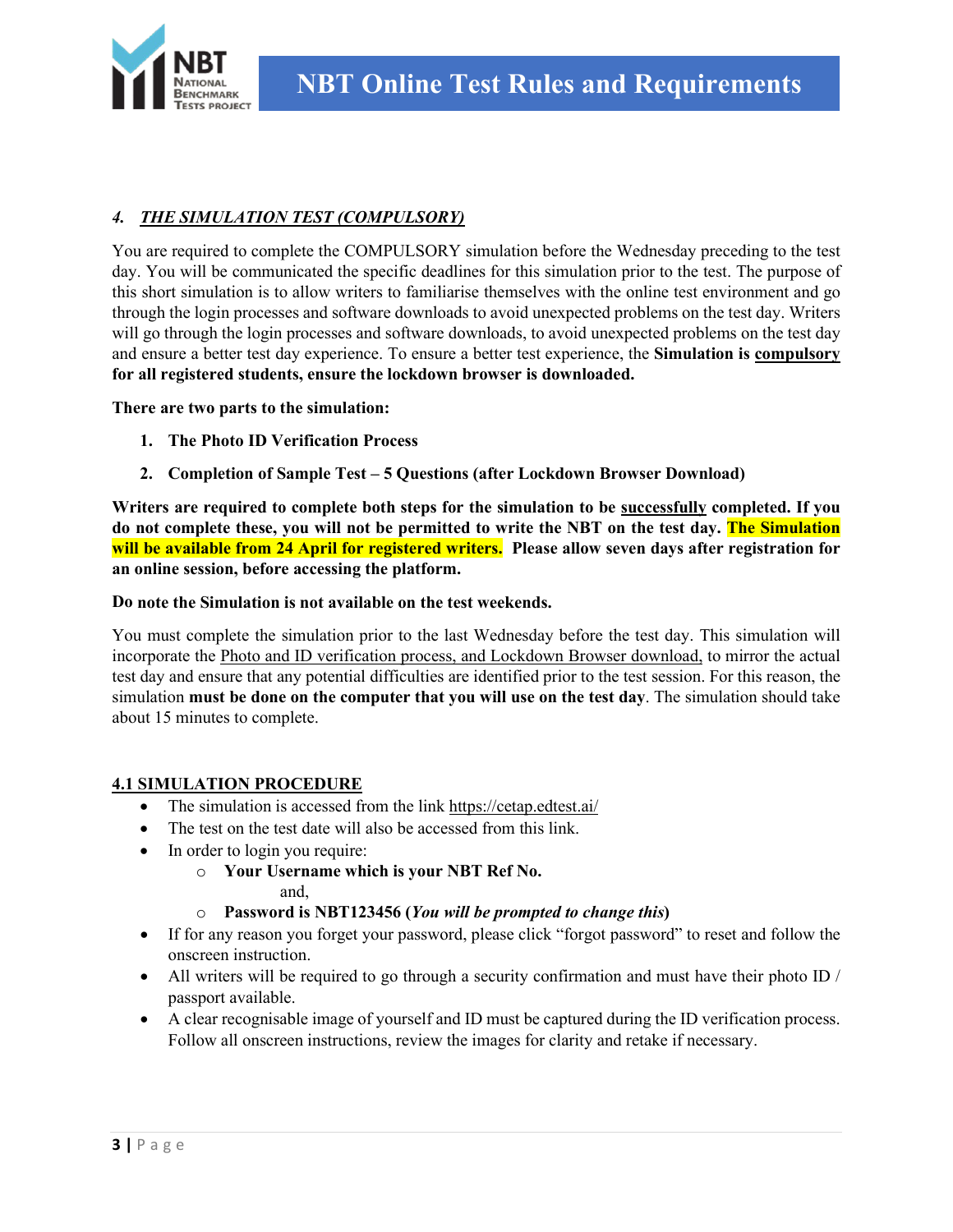### 4. ***THE SIMULATION TEST (COMPULSORY)***

You are required to complete the COMPULSORY simulation before the Wednesday preceding to the test day. You will be communicated the specific deadlines for this simulation prior to the test. The purpose of this short simulation is to allow writers to familiarise themselves with the online test environment and go through the login processes and software downloads to avoid unexpected problems on the test day. Writers will go through the login processes and software downloads, to avoid unexpected problems on the test day and ensure a better test day experience. To ensure a better test experience, the **Simulation is compulsory for all registered students, ensure the lockdown browser is downloaded.**

**There are two parts to the simulation:**

1. **The Photo ID Verification Process**
2. **Completion of Sample Test – 5 Questions (after Lockdown Browser Download)**

**Writers are required to complete both steps for the simulation to be successfully completed. If you do not complete these, you will not be permitted to write the NBT on the test day. The Simulation will be available from 24 April for registered writers. Please allow seven days after registration for an online session, before accessing the platform.**

**Do note the Simulation is not available on the test weekends.**

You must complete the simulation prior to the last Wednesday before the test day. This simulation will incorporate the Photo and ID verification process, and Lockdown Browser download, to mirror the actual test day and ensure that any potential difficulties are identified prior to the test session. For this reason, the simulation **must be done on the computer that you will use on the test day**. The simulation should take about 15 minutes to complete.

#### 4.1 SIMULATION PROCEDURE

- The simulation is accessed from the link https://cetap.edtest.ai/
- The test on the test date will also be accessed from this link.
- In order to login you require:
  - **Your Username which is your NBT Ref No.**
    and,
  - **Password is NBT123456 (*You will be prompted to change this*)**
- If for any reason you forget your password, please click "forgot password" to reset and follow the onscreen instruction.
- All writers will be required to go through a security confirmation and must have their photo ID / passport available.
- A clear recognisable image of yourself and ID must be captured during the ID verification process. Follow all onscreen instructions, review the images for clarity and retake if necessary.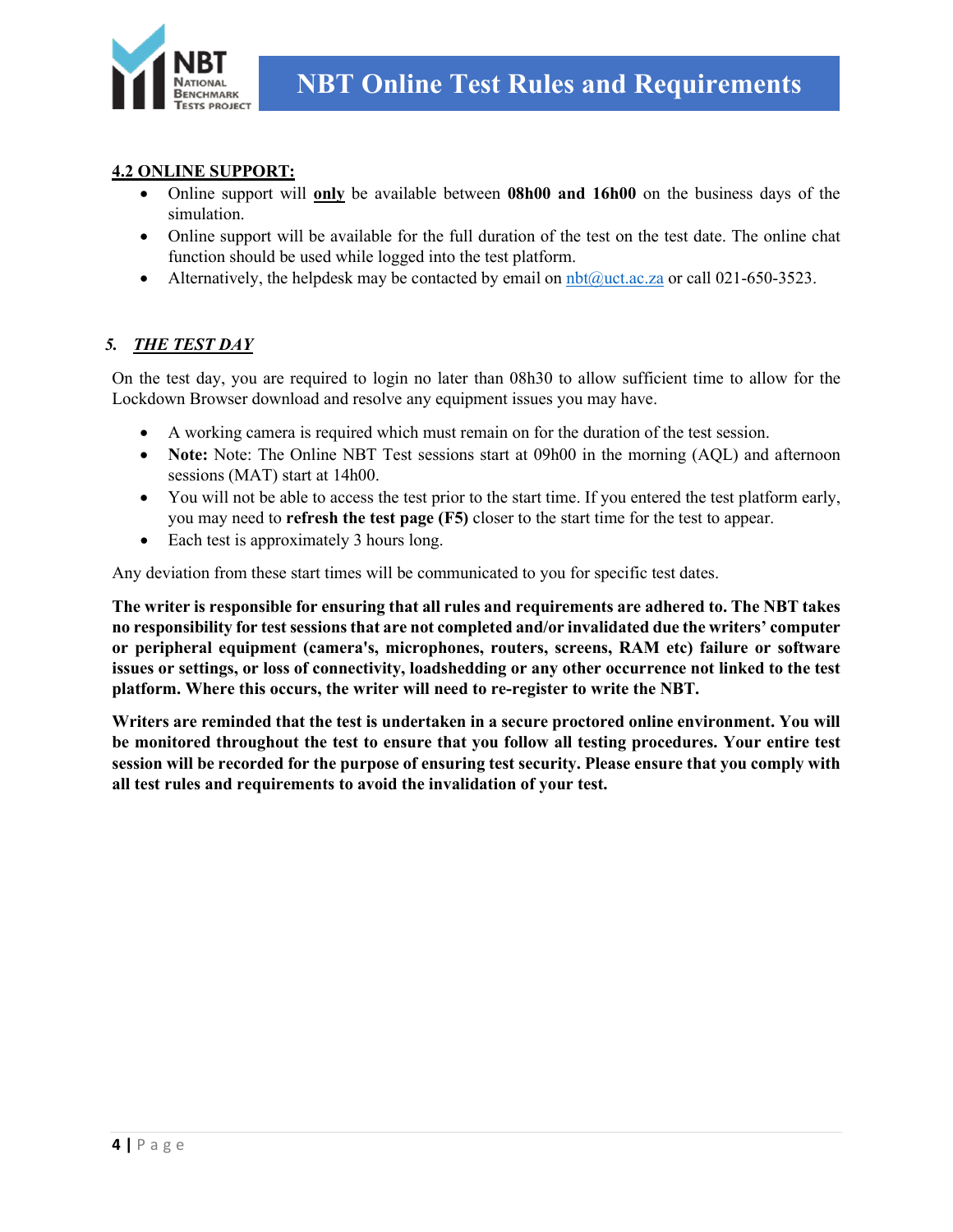### 4.2 ONLINE SUPPORT:

- Online support will **only** be available between **08h00 and 16h00** on the business days of the simulation.
- Online support will be available for the full duration of the test on the test date. The online chat function should be used while logged into the test platform.
- Alternatively, the helpdesk may be contacted by email on nbt@uct.ac.za or call 021-650-3523.

## 5. *THE TEST DAY*

On the test day, you are required to login no later than 08h30 to allow sufficient time to allow for the Lockdown Browser download and resolve any equipment issues you may have.

- A working camera is required which must remain on for the duration of the test session.
- **Note:** Note: The Online NBT Test sessions start at 09h00 in the morning (AQL) and afternoon sessions (MAT) start at 14h00.
- You will not be able to access the test prior to the start time. If you entered the test platform early, you may need to **refresh the test page (F5)** closer to the start time for the test to appear.
- Each test is approximately 3 hours long.

Any deviation from these start times will be communicated to you for specific test dates.

**The writer is responsible for ensuring that all rules and requirements are adhered to. The NBT takes no responsibility for test sessions that are not completed and/or invalidated due the writers' computer or peripheral equipment (camera's, microphones, routers, screens, RAM etc) failure or software issues or settings, or loss of connectivity, loadshedding or any other occurrence not linked to the test platform. Where this occurs, the writer will need to re-register to write the NBT.**

**Writers are reminded that the test is undertaken in a secure proctored online environment. You will be monitored throughout the test to ensure that you follow all testing procedures. Your entire test session will be recorded for the purpose of ensuring test security. Please ensure that you comply with all test rules and requirements to avoid the invalidation of your test.**